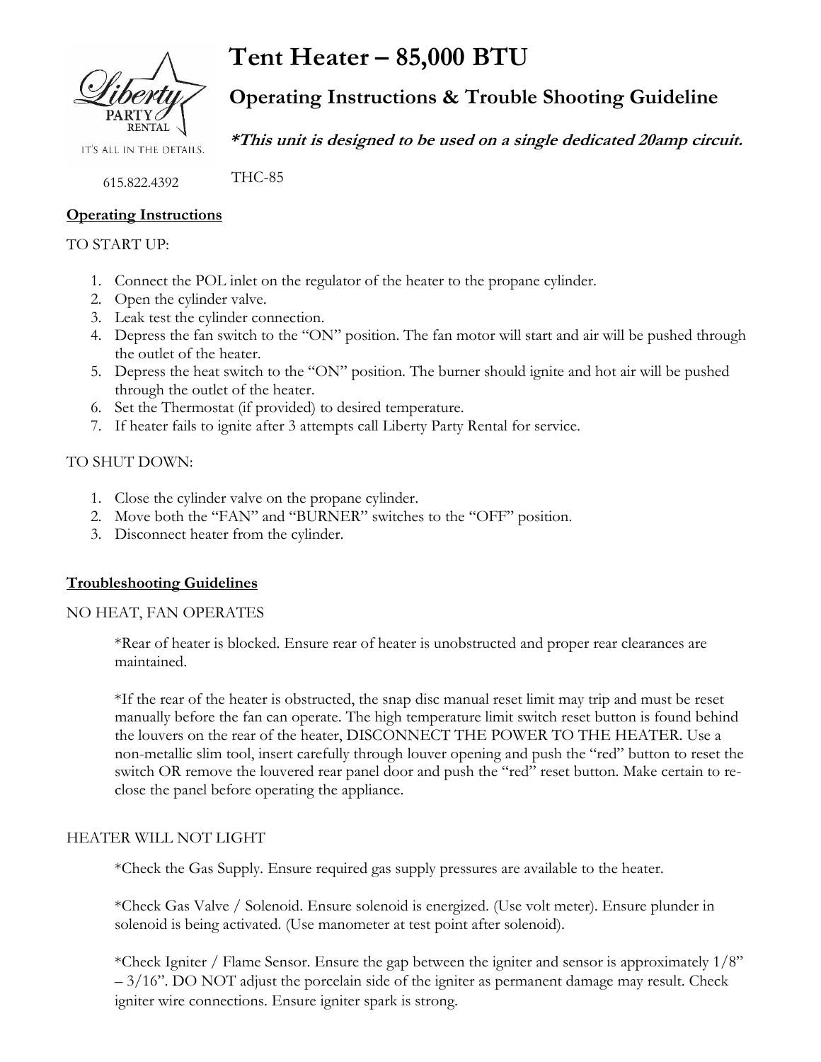Liberty PARTY RENTAL

IT'S ALL IN THE DETAILS.

615.822.4392

# Tent Heater – 85,000 BTU

## Operating Instructions & Trouble Shooting Guideline

***This unit is designed to be used on a single dedicated 20amp circuit.***

THC-85

**Operating Instructions**

TO START UP:

1. Connect the POL inlet on the regulator of the heater to the propane cylinder.
2. Open the cylinder valve.
3. Leak test the cylinder connection.
4. Depress the fan switch to the "ON" position. The fan motor will start and air will be pushed through the outlet of the heater.
5. Depress the heat switch to the "ON" position. The burner should ignite and hot air will be pushed through the outlet of the heater.
6. Set the Thermostat (if provided) to desired temperature.
7. If heater fails to ignite after 3 attempts call Liberty Party Rental for service.

TO SHUT DOWN:

1. Close the cylinder valve on the propane cylinder.
2. Move both the "FAN" and "BURNER" switches to the "OFF" position.
3. Disconnect heater from the cylinder.

**Troubleshooting Guidelines**

NO HEAT, FAN OPERATES

*Rear of heater is blocked. Ensure rear of heater is unobstructed and proper rear clearances are maintained.

*If the rear of the heater is obstructed, the snap disc manual reset limit may trip and must be reset manually before the fan can operate. The high temperature limit switch reset button is found behind the louvers on the rear of the heater, DISCONNECT THE POWER TO THE HEATER. Use a non-metallic slim tool, insert carefully through louver opening and push the "red" button to reset the switch OR remove the louvered rear panel door and push the "red" reset button. Make certain to re-close the panel before operating the appliance.

HEATER WILL NOT LIGHT

*Check the Gas Supply. Ensure required gas supply pressures are available to the heater.

*Check Gas Valve / Solenoid. Ensure solenoid is energized. (Use volt meter). Ensure plunder in solenoid is being activated. (Use manometer at test point after solenoid).

*Check Igniter / Flame Sensor. Ensure the gap between the igniter and sensor is approximately 1/8" – 3/16". DO NOT adjust the porcelain side of the igniter as permanent damage may result. Check igniter wire connections. Ensure igniter spark is strong.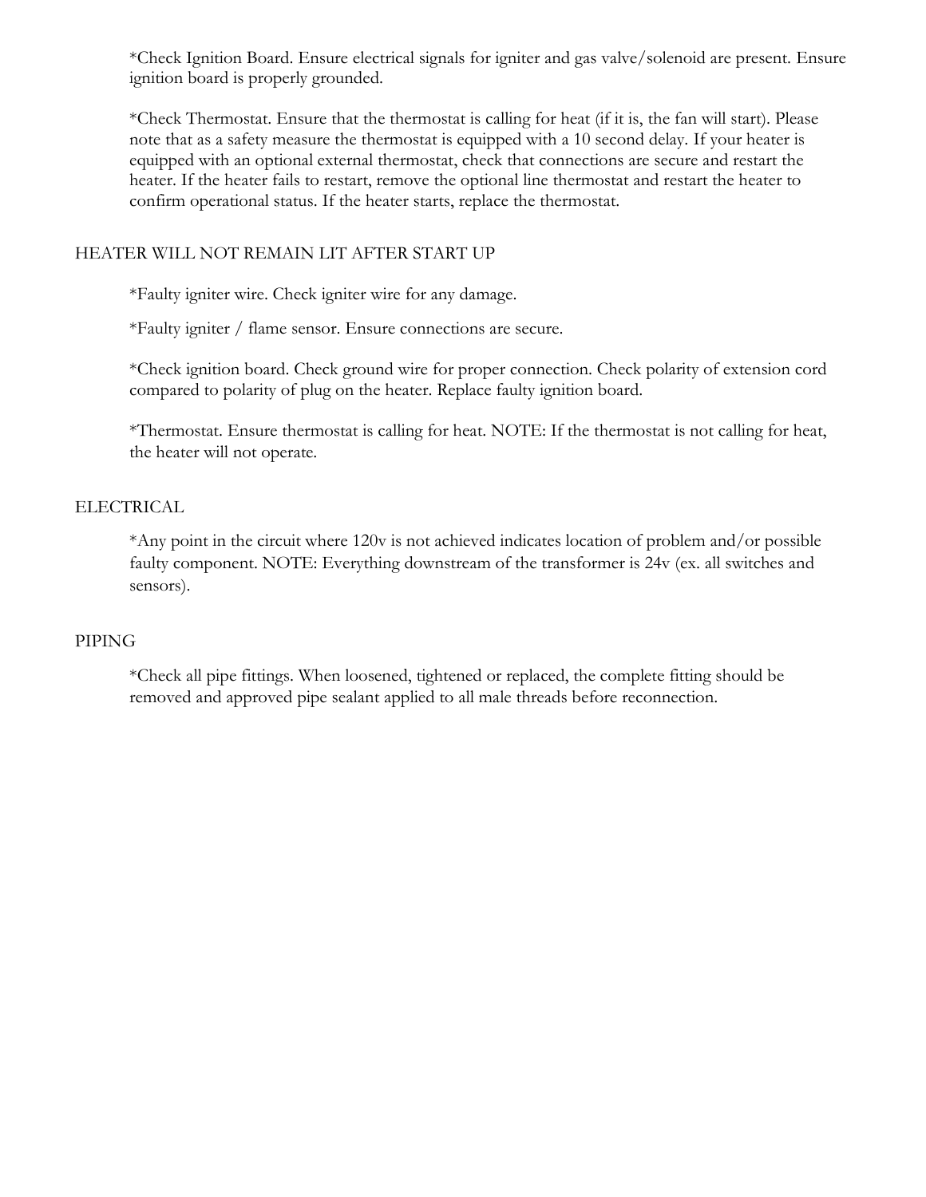*Check Ignition Board. Ensure electrical signals for igniter and gas valve/solenoid are present. Ensure ignition board is properly grounded.

*Check Thermostat. Ensure that the thermostat is calling for heat (if it is, the fan will start). Please note that as a safety measure the thermostat is equipped with a 10 second delay. If your heater is equipped with an optional external thermostat, check that connections are secure and restart the heater. If the heater fails to restart, remove the optional line thermostat and restart the heater to confirm operational status. If the heater starts, replace the thermostat.

## HEATER WILL NOT REMAIN LIT AFTER START UP

*Faulty igniter wire. Check igniter wire for any damage.

*Faulty igniter / flame sensor. Ensure connections are secure.

*Check ignition board. Check ground wire for proper connection. Check polarity of extension cord compared to polarity of plug on the heater. Replace faulty ignition board.

*Thermostat. Ensure thermostat is calling for heat. NOTE: If the thermostat is not calling for heat, the heater will not operate.

## ELECTRICAL

*Any point in the circuit where 120v is not achieved indicates location of problem and/or possible faulty component. NOTE: Everything downstream of the transformer is 24v (ex. all switches and sensors).

## PIPING

*Check all pipe fittings. When loosened, tightened or replaced, the complete fitting should be removed and approved pipe sealant applied to all male threads before reconnection.